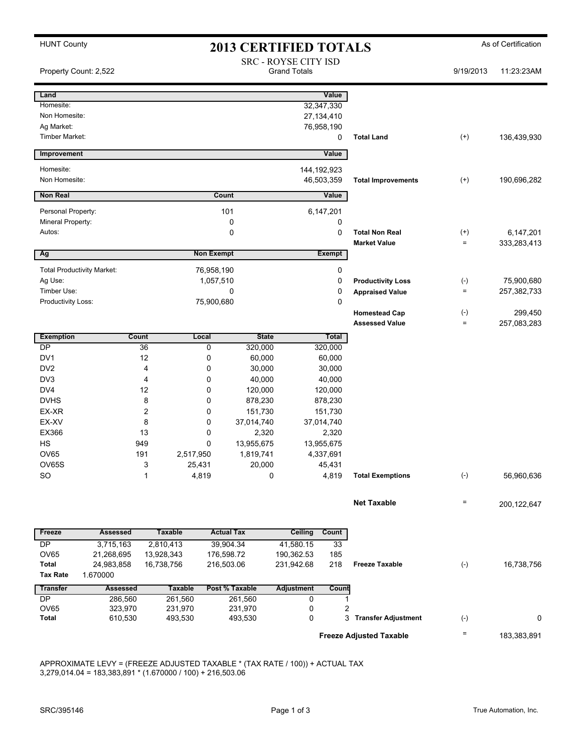HUNT County

# 2013 CERTIFIED TOTALS

As of Certification

## SRC - ROYSE CITY ISD

Grand Totals

Property Count: 2,522

9/19/2013 11:23:23AM

| Land | Value | | | |
|---|---|---|---|---|
| Homesite: | 32,347,330 | | | |
| Non Homesite: | 27,134,410 | | | |
| Ag Market: | 76,958,190 | | | |
| Timber Market: | 0 | **Total Land** | (+) | 136,439,930 |

| Improvement | Value | | | |
|---|---|---|---|---|
| Homesite: | 144,192,923 | | | |
| Non Homesite: | 46,503,359 | **Total Improvements** | (+) | 190,696,282 |

| Non Real | Count | Value | | | |
|---|---|---|---|---|---|
| Personal Property: | 101 | 6,147,201 | | | |
| Mineral Property: | 0 | 0 | | | |
| Autos: | 0 | 0 | **Total Non Real** | (+) | 6,147,201 |
| | | | **Market Value** | = | 333,283,413 |

| Ag | Non Exempt | Exempt | | | |
|---|---|---|---|---|---|
| Total Productivity Market: | 76,958,190 | 0 | | | |
| Ag Use: | 1,057,510 | 0 | **Productivity Loss** | (-) | 75,900,680 |
| Timber Use: | 0 | 0 | **Appraised Value** | = | 257,382,733 |
| Productivity Loss: | 75,900,680 | 0 | | | |
| | | | **Homestead Cap** | (-) | 299,450 |
| | | | **Assessed Value** | = | 257,083,283 |

| Exemption | Count | Local | State | Total | | | |
|---|---|---|---|---|---|---|---|
| DP | 36 | 0 | 320,000 | 320,000 | | | |
| DV1 | 12 | 0 | 60,000 | 60,000 | | | |
| DV2 | 4 | 0 | 30,000 | 30,000 | | | |
| DV3 | 4 | 0 | 40,000 | 40,000 | | | |
| DV4 | 12 | 0 | 120,000 | 120,000 | | | |
| DVHS | 8 | 0 | 878,230 | 878,230 | | | |
| EX-XR | 2 | 0 | 151,730 | 151,730 | | | |
| EX-XV | 8 | 0 | 37,014,740 | 37,014,740 | | | |
| EX366 | 13 | 0 | 2,320 | 2,320 | | | |
| HS | 949 | 0 | 13,955,675 | 13,955,675 | | | |
| OV65 | 191 | 2,517,950 | 1,819,741 | 4,337,691 | | | |
| OV65S | 3 | 25,431 | 20,000 | 45,431 | | | |
| SO | 1 | 4,819 | 0 | 4,819 | **Total Exemptions** | (-) | 56,960,636 |

**Net Taxable** = 200,122,647

| Freeze | Assessed | Taxable | Actual Tax | Ceiling | Count | | | |
|---|---|---|---|---|---|---|---|---|
| DP | 3,715,163 | 2,810,413 | 39,904.34 | 41,580.15 | 33 | | | |
| OV65 | 21,268,695 | 13,928,343 | 176,598.72 | 190,362.53 | 185 | | | |
| **Total** | 24,983,858 | 16,738,756 | 216,503.06 | 231,942.68 | 218 | **Freeze Taxable** | (-) | 16,738,756 |
| **Tax Rate** | 1.670000 | | | | | | | |

| Transfer | Assessed | Taxable | Post % Taxable | Adjustment | Count | | | |
|---|---|---|---|---|---|---|---|---|
| DP | 286,560 | 261,560 | 261,560 | 0 | 1 | | | |
| OV65 | 323,970 | 231,970 | 231,970 | 0 | 2 | | | |
| **Total** | 610,530 | 493,530 | 493,530 | 0 | 3 | **Transfer Adjustment** | (-) | 0 |

**Freeze Adjusted Taxable** = 183,383,891

APPROXIMATE LEVY = (FREEZE ADJUSTED TAXABLE * (TAX RATE / 100)) + ACTUAL TAX
3,279,014.04 = 183,383,891 * (1.670000 / 100) + 216,503.06

SRC/395146

True Automation, Inc.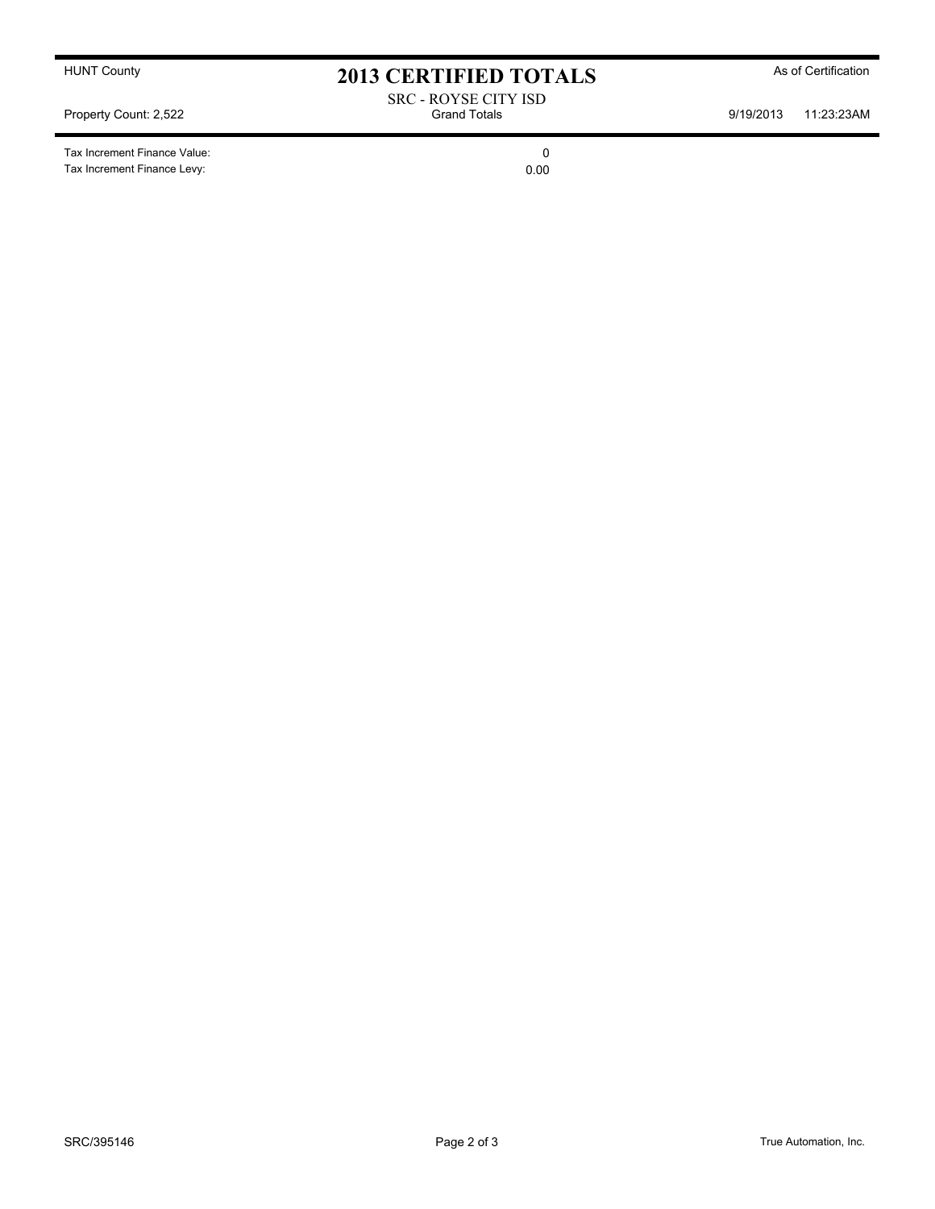HUNT County

# 2013 CERTIFIED TOTALS

As of Certification

SRC - ROYSE CITY ISD
Grand Totals

Property Count: 2,522

9/19/2013 11:23:23AM

| | |
|---|---|
| Tax Increment Finance Value: | 0 |
| Tax Increment Finance Levy: | 0.00 |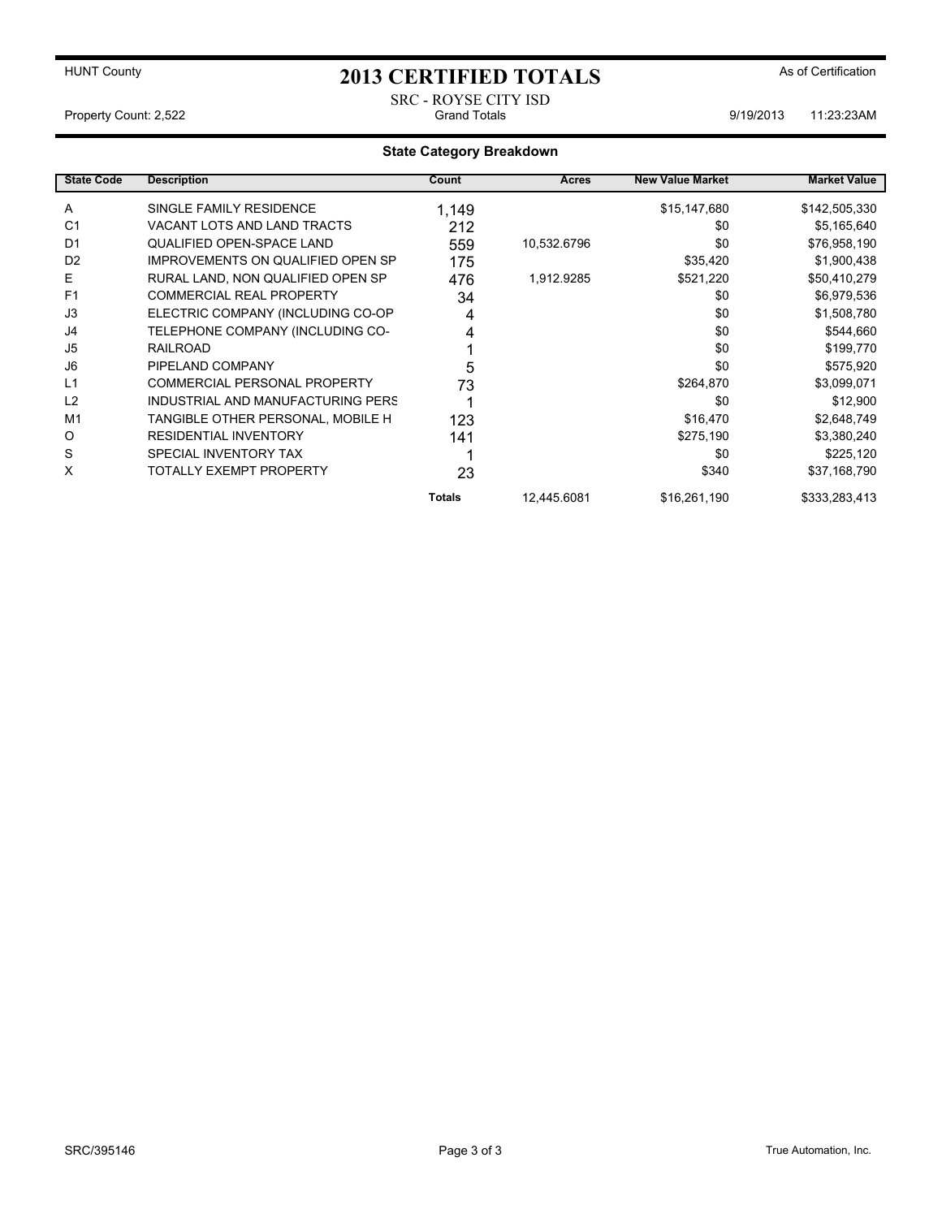HUNT County

# 2013 CERTIFIED TOTALS

As of Certification

SRC - ROYSE CITY ISD
Grand Totals

Property Count: 2,522

9/19/2013 11:23:23AM

## State Category Breakdown

| State Code | Description | Count | Acres | New Value Market | Market Value |
|---|---|---|---|---|---|
| A | SINGLE FAMILY RESIDENCE | 1,149 | | $15,147,680 | $142,505,330 |
| C1 | VACANT LOTS AND LAND TRACTS | 212 | | $0 | $5,165,640 |
| D1 | QUALIFIED OPEN-SPACE LAND | 559 | 10,532.6796 | $0 | $76,958,190 |
| D2 | IMPROVEMENTS ON QUALIFIED OPEN SP | 175 | | $35,420 | $1,900,438 |
| E | RURAL LAND, NON QUALIFIED OPEN SP | 476 | 1,912.9285 | $521,220 | $50,410,279 |
| F1 | COMMERCIAL REAL PROPERTY | 34 | | $0 | $6,979,536 |
| J3 | ELECTRIC COMPANY (INCLUDING CO-OP | 4 | | $0 | $1,508,780 |
| J4 | TELEPHONE COMPANY (INCLUDING CO- | 4 | | $0 | $544,660 |
| J5 | RAILROAD | 1 | | $0 | $199,770 |
| J6 | PIPELAND COMPANY | 5 | | $0 | $575,920 |
| L1 | COMMERCIAL PERSONAL PROPERTY | 73 | | $264,870 | $3,099,071 |
| L2 | INDUSTRIAL AND MANUFACTURING PERS | 1 | | $0 | $12,900 |
| M1 | TANGIBLE OTHER PERSONAL, MOBILE H | 123 | | $16,470 | $2,648,749 |
| O | RESIDENTIAL INVENTORY | 141 | | $275,190 | $3,380,240 |
| S | SPECIAL INVENTORY TAX | 1 | | $0 | $225,120 |
| X | TOTALLY EXEMPT PROPERTY | 23 | | $340 | $37,168,790 |
| | | **Totals** | 12,445.6081 | $16,261,190 | $333,283,413 |

SRC/395146

True Automation, Inc.